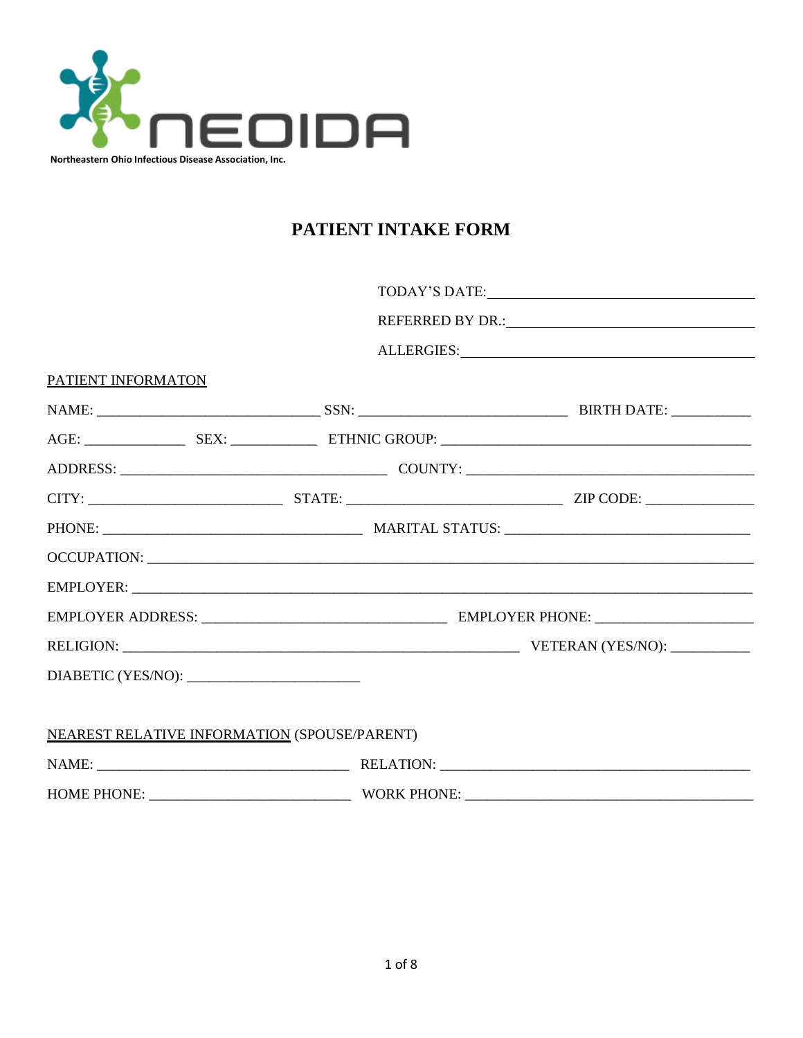NEOIDA

Northeastern Ohio Infectious Disease Association, Inc.

# PATIENT INTAKE FORM

TODAY'S DATE: ______________________________

REFERRED BY DR.: ______________________________

ALLERGIES: ______________________________

PATIENT INFORMATON

NAME: ______________________________ SSN: ______________________________ BIRTH DATE: ___________

AGE: ______________ SEX: ____________ ETHNIC GROUP: ______________________________

ADDRESS: ______________________________ COUNTY: ______________________________

CITY: ______________________________ STATE: ______________________________ ZIP CODE: _______________

PHONE: ______________________________ MARITAL STATUS: ______________________________

OCCUPATION: ______________________________

EMPLOYER: ______________________________

EMPLOYER ADDRESS: ______________________________ EMPLOYER PHONE: ______________________

RELIGION: ______________________________ VETERAN (YES/NO): ___________

DIABETIC (YES/NO): ________________________

NEAREST RELATIVE INFORMATION (SPOUSE/PARENT)

NAME: ______________________________ RELATION: ______________________________

HOME PHONE: ______________________________ WORK PHONE: ______________________________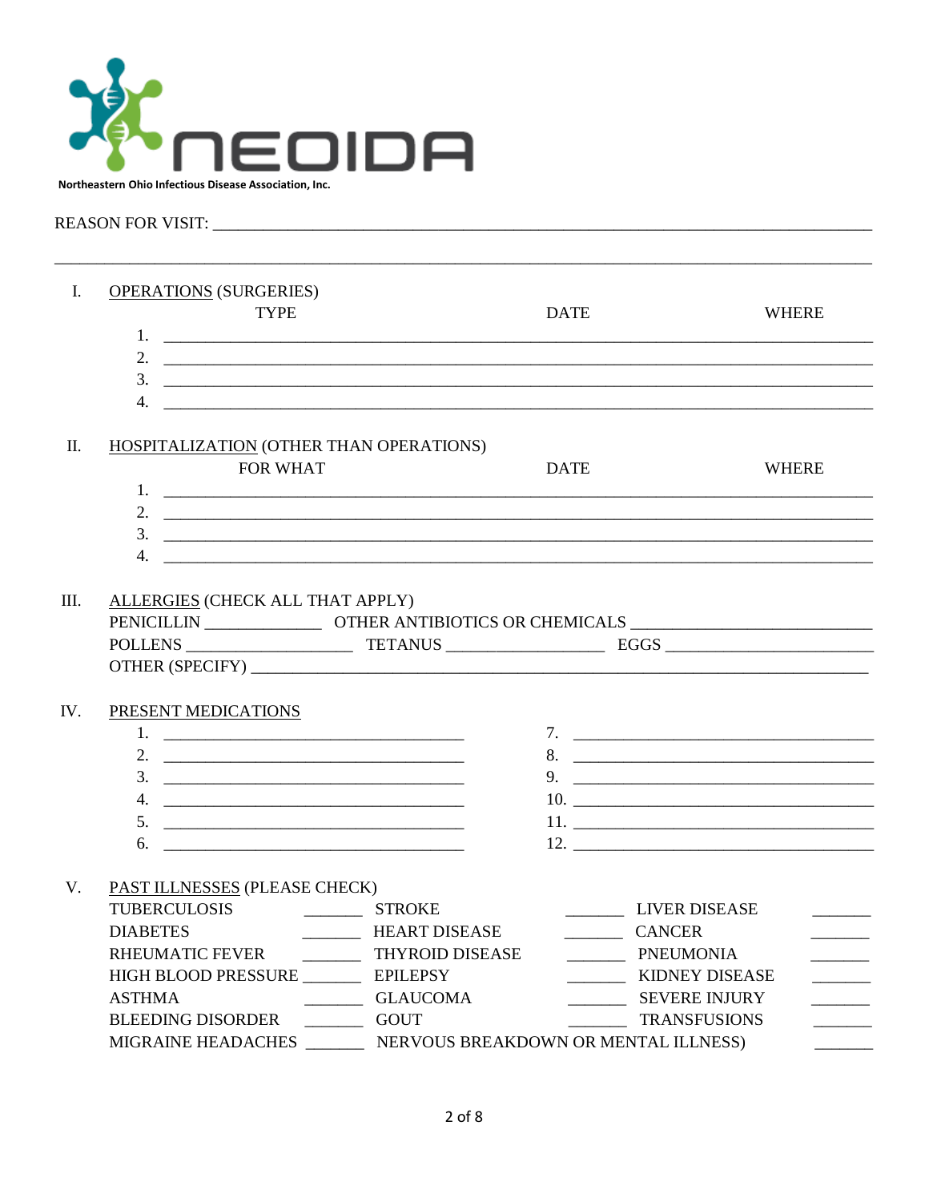**Northeastern Ohio Infectious Disease Association, Inc.**

REASON FOR VIST: ____________________________________________________________

______________________________________________________________________________

## I. <u>OPERATIONS</u> (SURGERIES)

| | TYPE | DATE | WHERE |
|---|---|---|---|
| 1. | | | |
| 2. | | | |
| 3. | | | |
| 4. | | | |

## II. <u>HOSPITALIZATION</u> (OTHER THAN OPERATIONS)

| | FOR WHAT | DATE | WHERE |
|---|---|---|---|
| 1. | | | |
| 2. | | | |
| 3. | | | |
| 4. | | | |

## III. <u>ALLERGIES</u> (CHECK ALL THAT APPLY)

PENICILLIN ______________ OTHER ANTIBIOTICS OR CHEMICALS ____________________________

POLLENS ____________________ TETANUS ____________________ EGGS __________________________

OTHER (SPECIFY) ______________________________________________________________

## IV. <u>PRESENT MEDICATIONS</u>

| | | | |
|---|---|---|---|
| 1. | | 7. | |
| 2. | | 8. | |
| 3. | | 9. | |
| 4. | | 10. | |
| 5. | | 11. | |
| 6. | | 12. | |

## V. <u>PAST ILLNESSES</u> (PLEASE CHECK)

| | | | | | |
|---|---|---|---|---|---|
| TUBERCULOSIS | _______ | STROKE | _______ | LIVER DISEASE | _______ |
| DIABETES | _______ | HEART DISEASE | _______ | CANCER | _______ |
| RHEUMATIC FEVER | _______ | THYROID DISEASE | _______ | PNEUMONIA | _______ |
| HIGH BLOOD PRESSURE | _______ | EPILEPSY | _______ | KIDNEY DISEASE | _______ |
| ASTHMA | _______ | GLAUCOMA | _______ | SEVERE INJURY | _______ |
| BLEEDING DISORDER | _______ | GOUT | _______ | TRANSFUSIONS | _______ |
| MIGRAINE HEADACHES | _______ | NERVOUS BREAKDOWN OR MENTAL ILLNESS) | | | _______ |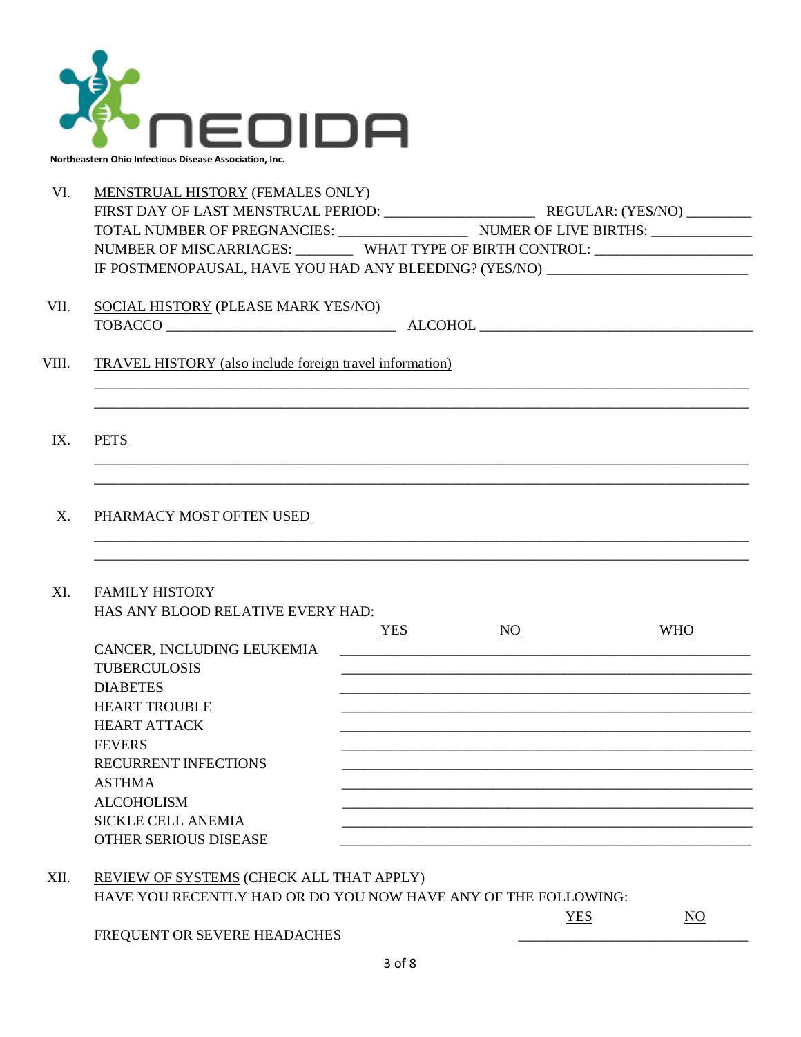**NEOIDA**

Northeastern Ohio Infectious Disease Association, Inc.

VI. MENSTRUAL HISTORY (FEMALES ONLY)

FIRST DAY OF LAST MENSTRUAL PERIOD: ____________________ REGULAR: (YES/NO) _________

TOTAL NUMBER OF PREGNANCIES: _________________ NUMER OF LIVE BIRTHS: _____________

NUMBER OF MISCARRIAGES: ________ WHAT TYPE OF BIRTH CONTROL: _____________________

IF POSTMENOPAUSAL, HAVE YOU HAD ANY BLEEDING? (YES/NO) ___________________________

VII. SOCIAL HISTORY (PLEASE MARK YES/NO)

TOBACCO ______________________________ ALCOHOL ____________________________________

VIII. TRAVEL HISTORY (also include foreign travel information)

_____________________________________________________________________________________

_____________________________________________________________________________________

IX. PETS

_____________________________________________________________________________________

_____________________________________________________________________________________

X. PHARMACY MOST OFTEN USED

_____________________________________________________________________________________

_____________________________________________________________________________________

XI. FAMILY HISTORY

HAS ANY BLOOD RELATIVE EVERY HAD:

| | YES | NO | WHO |
|---|---|---|---|
| CANCER, INCLUDING LEUKEMIA | | | |
| TUBERCULOSIS | | | |
| DIABETES | | | |
| HEART TROUBLE | | | |
| HEART ATTACK | | | |
| FEVERS | | | |
| RECURRENT INFECTIONS | | | |
| ASTHMA | | | |
| ALCOHOLISM | | | |
| SICKLE CELL ANEMIA | | | |
| OTHER SERIOUS DISEASE | | | |

XII. REVIEW OF SYSTEMS (CHECK ALL THAT APPLY)

HAVE YOU RECENTLY HAD OR DO YOU NOW HAVE ANY OF THE FOLLOWING:

| | YES | NO |
|---|---|---|
| FREQUENT OR SEVERE HEADACHES | | |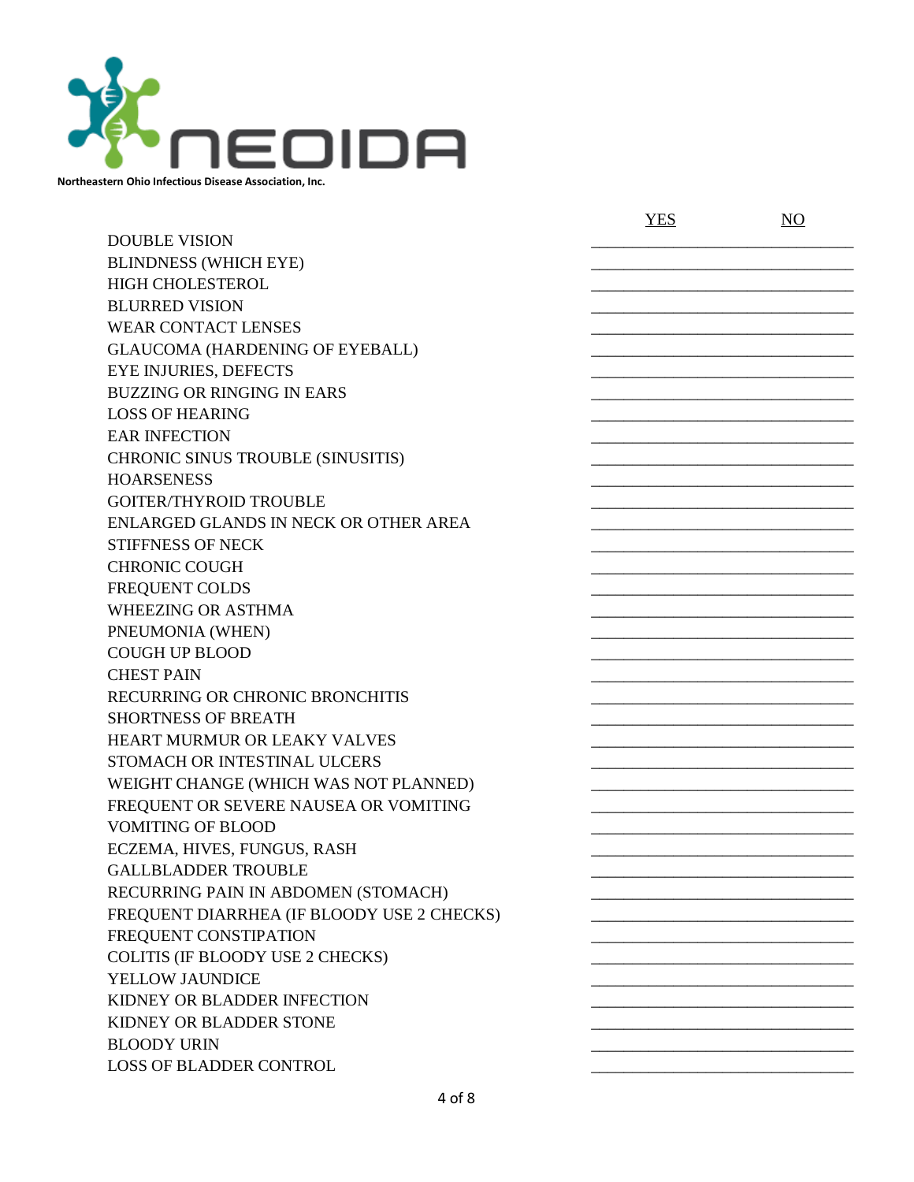Northeastern Ohio Infectious Disease Association, Inc.

| | YES | NO |
|---|---|---|
| DOUBLE VISION | | |
| BLINDNESS (WHICH EYE) | | |
| HIGH CHOLESTEROL | | |
| BLURRED VISION | | |
| WEAR CONTACT LENSES | | |
| GLAUCOMA (HARDENING OF EYEBALL) | | |
| EYE INJURIES, DEFECTS | | |
| BUZZING OR RINGING IN EARS | | |
| LOSS OF HEARING | | |
| EAR INFECTION | | |
| CHRONIC SINUS TROUBLE (SINUSITIS) | | |
| HOARSENESS | | |
| GOITER/THYROID TROUBLE | | |
| ENLARGED GLANDS IN NECK OR OTHER AREA | | |
| STIFFNESS OF NECK | | |
| CHRONIC COUGH | | |
| FREQUENT COLDS | | |
| WHEEZING OR ASTHMA | | |
| PNEUMONIA (WHEN) | | |
| COUGH UP BLOOD | | |
| CHEST PAIN | | |
| RECURRING OR CHRONIC BRONCHITIS | | |
| SHORTNESS OF BREATH | | |
| HEART MURMUR OR LEAKY VALVES | | |
| STOMACH OR INTESTINAL ULCERS | | |
| WEIGHT CHANGE (WHICH WAS NOT PLANNED) | | |
| FREQUENT OR SEVERE NAUSEA OR VOMITING | | |
| VOMITING OF BLOOD | | |
| ECZEMA, HIVES, FUNGUS, RASH | | |
| GALLBLADDER TROUBLE | | |
| RECURRING PAIN IN ABDOMEN (STOMACH) | | |
| FREQUENT DIARRHEA (IF BLOODY USE 2 CHECKS) | | |
| FREQUENT CONSTIPATION | | |
| COLITIS (IF BLOODY USE 2 CHECKS) | | |
| YELLOW JAUNDICE | | |
| KIDNEY OR BLADDER INFECTION | | |
| KIDNEY OR BLADDER STONE | | |
| BLOODY URIN | | |
| LOSS OF BLADDER CONTROL | | |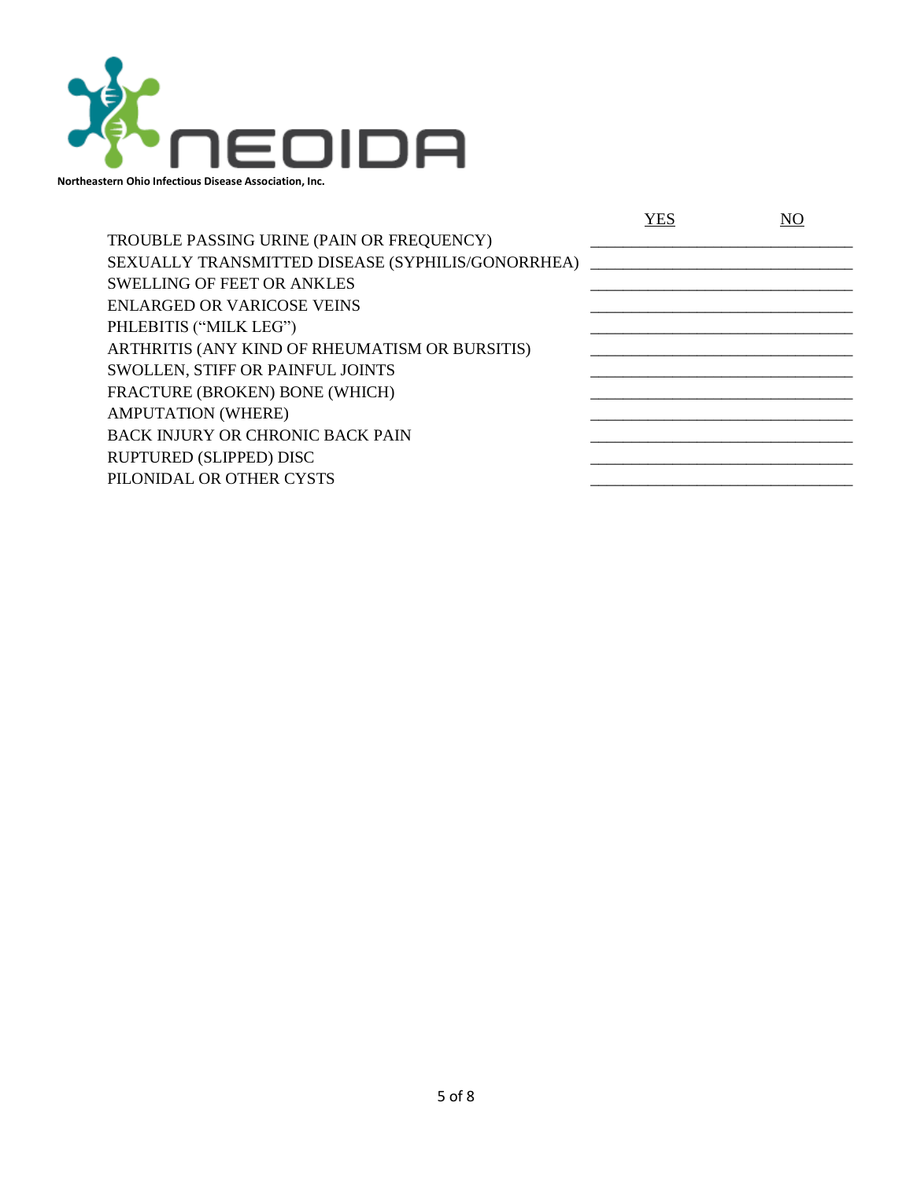Northeastern Ohio Infectious Disease Association, Inc.

| | YES | NO |
|---|---|---|
| TROUBLE PASSING URINE (PAIN OR FREQUENCY) | | |
| SEXUALLY TRANSMITTED DISEASE (SYPHILIS/GONORRHEA) | | |
| SWELLING OF FEET OR ANKLES | | |
| ENLARGED OR VARICOSE VEINS | | |
| PHLEBITIS ("MILK LEG") | | |
| ARTHRITIS (ANY KIND OF RHEUMATISM OR BURSITIS) | | |
| SWOLLEN, STIFF OR PAINFUL JOINTS | | |
| FRACTURE (BROKEN) BONE (WHICH) | | |
| AMPUTATION (WHERE) | | |
| BACK INJURY OR CHRONIC BACK PAIN | | |
| RUPTURED (SLIPPED) DISC | | |
| PILONIDAL OR OTHER CYSTS | | |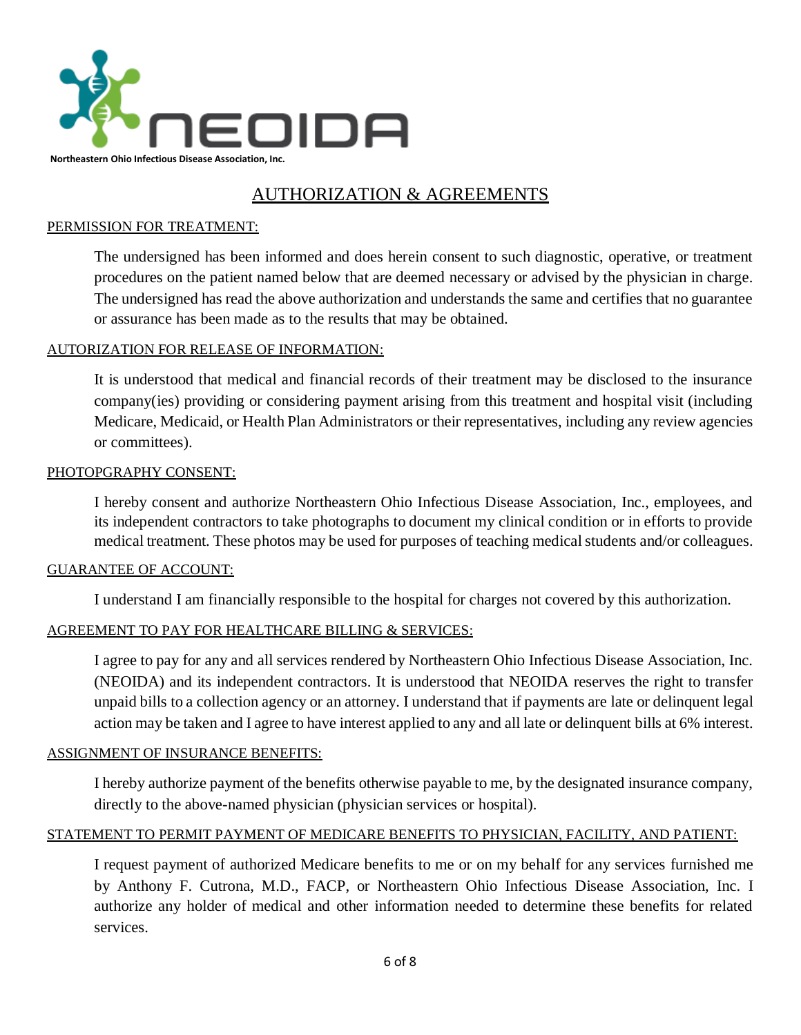NEOIDA

Northeastern Ohio Infectious Disease Association, Inc.

# AUTHORIZATION & AGREEMENTS

## PERMISSION FOR TREATMENT:

The undersigned has been informed and does herein consent to such diagnostic, operative, or treatment procedures on the patient named below that are deemed necessary or advised by the physician in charge. The undersigned has read the above authorization and understands the same and certifies that no guarantee or assurance has been made as to the results that may be obtained.

## AUTORIZATION FOR RELEASE OF INFORMATION:

It is understood that medical and financial records of their treatment may be disclosed to the insurance company(ies) providing or considering payment arising from this treatment and hospital visit (including Medicare, Medicaid, or Health Plan Administrators or their representatives, including any review agencies or committees).

## PHOTOPGRAPHY CONSENT:

I hereby consent and authorize Northeastern Ohio Infectious Disease Association, Inc., employees, and its independent contractors to take photographs to document my clinical condition or in efforts to provide medical treatment. These photos may be used for purposes of teaching medical students and/or colleagues.

## GUARANTEE OF ACCOUNT:

I understand I am financially responsible to the hospital for charges not covered by this authorization.

## AGREEMENT TO PAY FOR HEALTHCARE BILLING & SERVICES:

I agree to pay for any and all services rendered by Northeastern Ohio Infectious Disease Association, Inc. (NEOIDA) and its independent contractors. It is understood that NEOIDA reserves the right to transfer unpaid bills to a collection agency or an attorney. I understand that if payments are late or delinquent legal action may be taken and I agree to have interest applied to any and all late or delinquent bills at 6% interest.

## ASSIGNMENT OF INSURANCE BENEFITS:

I hereby authorize payment of the benefits otherwise payable to me, by the designated insurance company, directly to the above-named physician (physician services or hospital).

## STATEMENT TO PERMIT PAYMENT OF MEDICARE BENEFITS TO PHYSICIAN, FACILITY, AND PATIENT:

I request payment of authorized Medicare benefits to me or on my behalf for any services furnished me by Anthony F. Cutrona, M.D., FACP, or Northeastern Ohio Infectious Disease Association, Inc. I authorize any holder of medical and other information needed to determine these benefits for related services.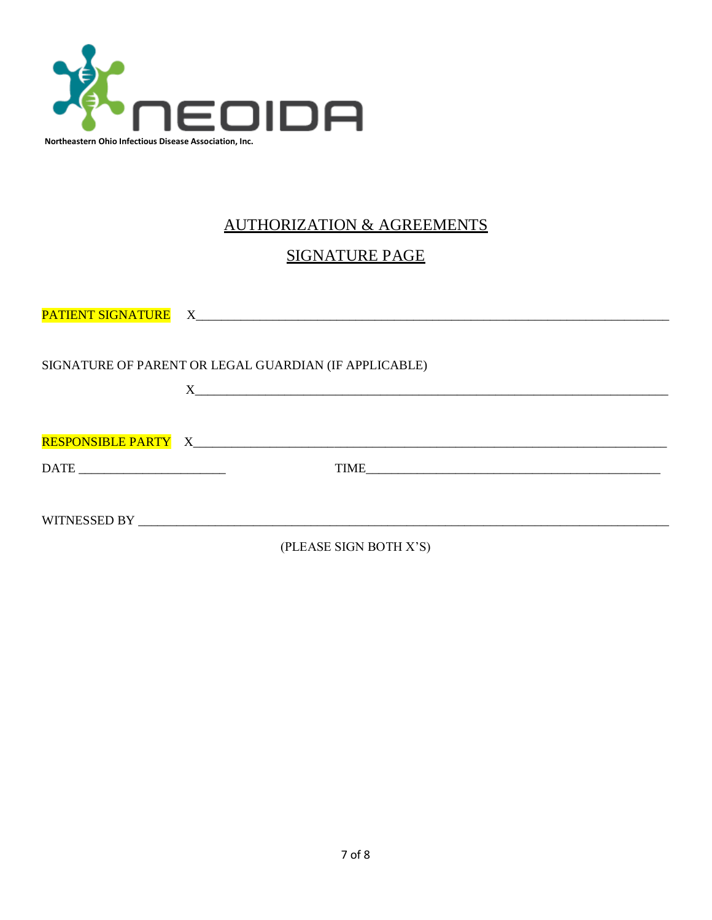NEOIDA

Northeastern Ohio Infectious Disease Association, Inc.

## AUTHORIZATION & AGREEMENTS

## SIGNATURE PAGE

PATIENT SIGNATURE X_____________________________________________________________

SIGNATURE OF PARENT OR LEGAL GUARDIAN (IF APPLICABLE)

X_____________________________________________________________

RESPONSIBLE PARTY X_____________________________________________________________

DATE ______________________ TIME_____________________________________________

WITNESSED BY ______________________________________________________________________

(PLEASE SIGN BOTH X'S)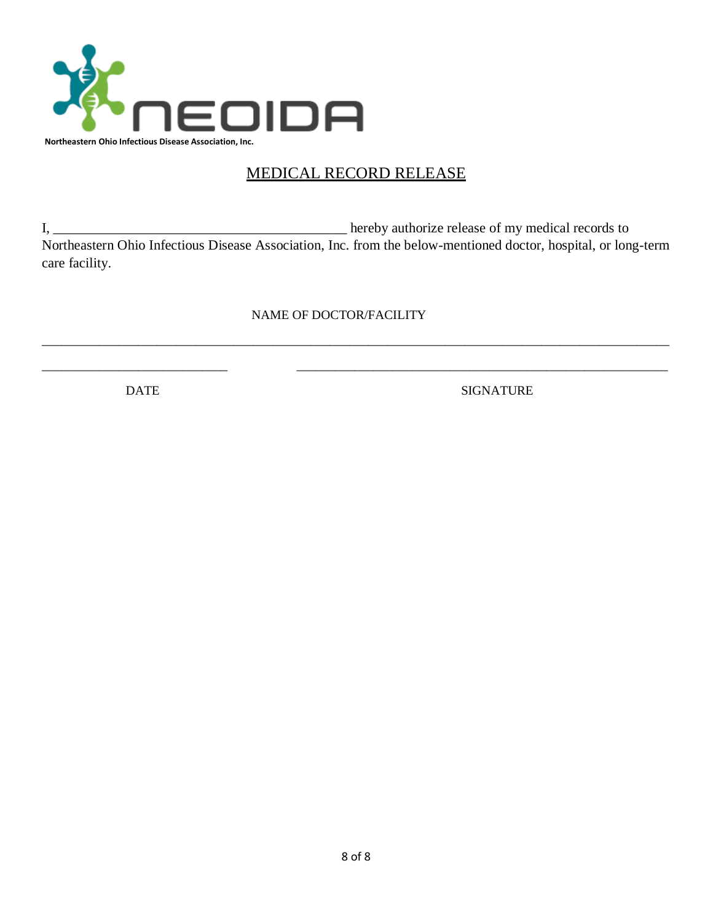Northeastern Ohio Infectious Disease Association, Inc.

# MEDICAL RECORD RELEASE

I, ___________________________________________ hereby authorize release of my medical records to Northeastern Ohio Infectious Disease Association, Inc. from the below-mentioned doctor, hospital, or long-term care facility.

NAME OF DOCTOR/FACILITY

_____________________________________________________________________________________

___________________________ ______________________________________________________

DATE SIGNATURE